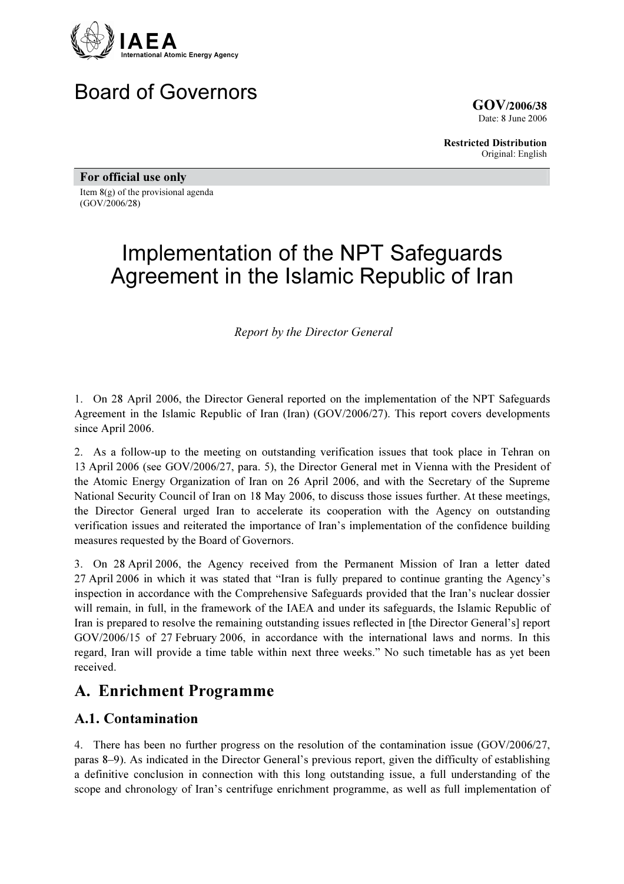IAEA
International Atomic Energy Agency

# Board of Governors

**GOV/2006/38**
Date: 8 June 2006

**Restricted Distribution**
Original: English

**For official use only**

Item 8(g) of the provisional agenda
(GOV/2006/28)

# Implementation of the NPT Safeguards Agreement in the Islamic Republic of Iran

*Report by the Director General*

1. On 28 April 2006, the Director General reported on the implementation of the NPT Safeguards Agreement in the Islamic Republic of Iran (Iran) (GOV/2006/27). This report covers developments since April 2006.

2. As a follow-up to the meeting on outstanding verification issues that took place in Tehran on 13 April 2006 (see GOV/2006/27, para. 5), the Director General met in Vienna with the President of the Atomic Energy Organization of Iran on 26 April 2006, and with the Secretary of the Supreme National Security Council of Iran on 18 May 2006, to discuss those issues further. At these meetings, the Director General urged Iran to accelerate its cooperation with the Agency on outstanding verification issues and reiterated the importance of Iran's implementation of the confidence building measures requested by the Board of Governors.

3. On 28 April 2006, the Agency received from the Permanent Mission of Iran a letter dated 27 April 2006 in which it was stated that "Iran is fully prepared to continue granting the Agency's inspection in accordance with the Comprehensive Safeguards provided that the Iran's nuclear dossier will remain, in full, in the framework of the IAEA and under its safeguards, the Islamic Republic of Iran is prepared to resolve the remaining outstanding issues reflected in [the Director General's] report GOV/2006/15 of 27 February 2006, in accordance with the international laws and norms. In this regard, Iran will provide a time table within next three weeks." No such timetable has as yet been received.

## A. Enrichment Programme

### A.1. Contamination

4. There has been no further progress on the resolution of the contamination issue (GOV/2006/27, paras 8–9). As indicated in the Director General's previous report, given the difficulty of establishing a definitive conclusion in connection with this long outstanding issue, a full understanding of the scope and chronology of Iran's centrifuge enrichment programme, as well as full implementation of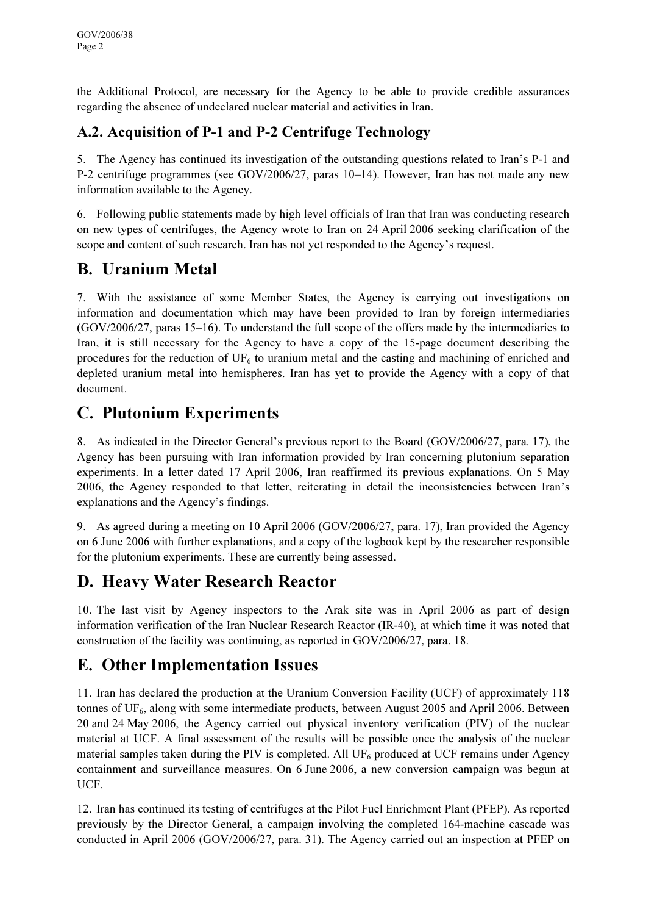the Additional Protocol, are necessary for the Agency to be able to provide credible assurances regarding the absence of undeclared nuclear material and activities in Iran.

### A.2. Acquisition of P-1 and P-2 Centrifuge Technology

5. The Agency has continued its investigation of the outstanding questions related to Iran's P-1 and P-2 centrifuge programmes (see GOV/2006/27, paras 10–14). However, Iran has not made any new information available to the Agency.

6. Following public statements made by high level officials of Iran that Iran was conducting research on new types of centrifuges, the Agency wrote to Iran on 24 April 2006 seeking clarification of the scope and content of such research. Iran has not yet responded to the Agency's request.

## B. Uranium Metal

7. With the assistance of some Member States, the Agency is carrying out investigations on information and documentation which may have been provided to Iran by foreign intermediaries (GOV/2006/27, paras 15–16). To understand the full scope of the offers made by the intermediaries to Iran, it is still necessary for the Agency to have a copy of the 15-page document describing the procedures for the reduction of $UF_6$ to uranium metal and the casting and machining of enriched and depleted uranium metal into hemispheres. Iran has yet to provide the Agency with a copy of that document.

## C. Plutonium Experiments

8. As indicated in the Director General's previous report to the Board (GOV/2006/27, para. 17), the Agency has been pursuing with Iran information provided by Iran concerning plutonium separation experiments. In a letter dated 17 April 2006, Iran reaffirmed its previous explanations. On 5 May 2006, the Agency responded to that letter, reiterating in detail the inconsistencies between Iran's explanations and the Agency's findings.

9. As agreed during a meeting on 10 April 2006 (GOV/2006/27, para. 17), Iran provided the Agency on 6 June 2006 with further explanations, and a copy of the logbook kept by the researcher responsible for the plutonium experiments. These are currently being assessed.

## D. Heavy Water Research Reactor

10. The last visit by Agency inspectors to the Arak site was in April 2006 as part of design information verification of the Iran Nuclear Research Reactor (IR-40), at which time it was noted that construction of the facility was continuing, as reported in GOV/2006/27, para. 18.

## E. Other Implementation Issues

11. Iran has declared the production at the Uranium Conversion Facility (UCF) of approximately 118 tonnes of $UF_6$, along with some intermediate products, between August 2005 and April 2006. Between 20 and 24 May 2006, the Agency carried out physical inventory verification (PIV) of the nuclear material at UCF. A final assessment of the results will be possible once the analysis of the nuclear material samples taken during the PIV is completed. All $UF_6$ produced at UCF remains under Agency containment and surveillance measures. On 6 June 2006, a new conversion campaign was begun at UCF.

12. Iran has continued its testing of centrifuges at the Pilot Fuel Enrichment Plant (PFEP). As reported previously by the Director General, a campaign involving the completed 164-machine cascade was conducted in April 2006 (GOV/2006/27, para. 31). The Agency carried out an inspection at PFEP on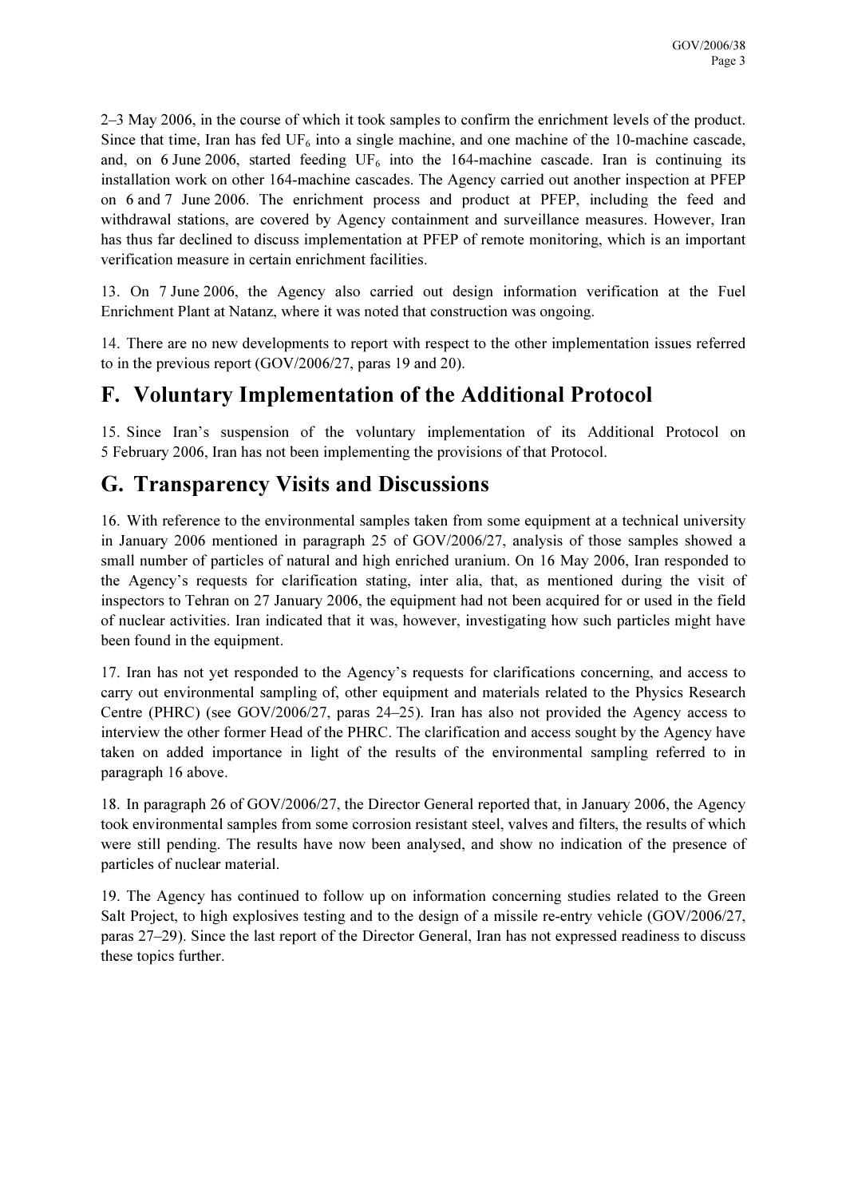2–3 May 2006, in the course of which it took samples to confirm the enrichment levels of the product. Since that time, Iran has fed $UF_6$ into a single machine, and one machine of the 10-machine cascade, and, on 6 June 2006, started feeding $UF_6$ into the 164-machine cascade. Iran is continuing its installation work on other 164-machine cascades. The Agency carried out another inspection at PFEP on 6 and 7 June 2006. The enrichment process and product at PFEP, including the feed and withdrawal stations, are covered by Agency containment and surveillance measures. However, Iran has thus far declined to discuss implementation at PFEP of remote monitoring, which is an important verification measure in certain enrichment facilities.

13. On 7 June 2006, the Agency also carried out design information verification at the Fuel Enrichment Plant at Natanz, where it was noted that construction was ongoing.

14. There are no new developments to report with respect to the other implementation issues referred to in the previous report (GOV/2006/27, paras 19 and 20).

## F. Voluntary Implementation of the Additional Protocol

15. Since Iran's suspension of the voluntary implementation of its Additional Protocol on 5 February 2006, Iran has not been implementing the provisions of that Protocol.

## G. Transparency Visits and Discussions

16. With reference to the environmental samples taken from some equipment at a technical university in January 2006 mentioned in paragraph 25 of GOV/2006/27, analysis of those samples showed a small number of particles of natural and high enriched uranium. On 16 May 2006, Iran responded to the Agency's requests for clarification stating, inter alia, that, as mentioned during the visit of inspectors to Tehran on 27 January 2006, the equipment had not been acquired for or used in the field of nuclear activities. Iran indicated that it was, however, investigating how such particles might have been found in the equipment.

17. Iran has not yet responded to the Agency's requests for clarifications concerning, and access to carry out environmental sampling of, other equipment and materials related to the Physics Research Centre (PHRC) (see GOV/2006/27, paras 24–25). Iran has also not provided the Agency access to interview the other former Head of the PHRC. The clarification and access sought by the Agency have taken on added importance in light of the results of the environmental sampling referred to in paragraph 16 above.

18. In paragraph 26 of GOV/2006/27, the Director General reported that, in January 2006, the Agency took environmental samples from some corrosion resistant steel, valves and filters, the results of which were still pending. The results have now been analysed, and show no indication of the presence of particles of nuclear material.

19. The Agency has continued to follow up on information concerning studies related to the Green Salt Project, to high explosives testing and to the design of a missile re-entry vehicle (GOV/2006/27, paras 27–29). Since the last report of the Director General, Iran has not expressed readiness to discuss these topics further.